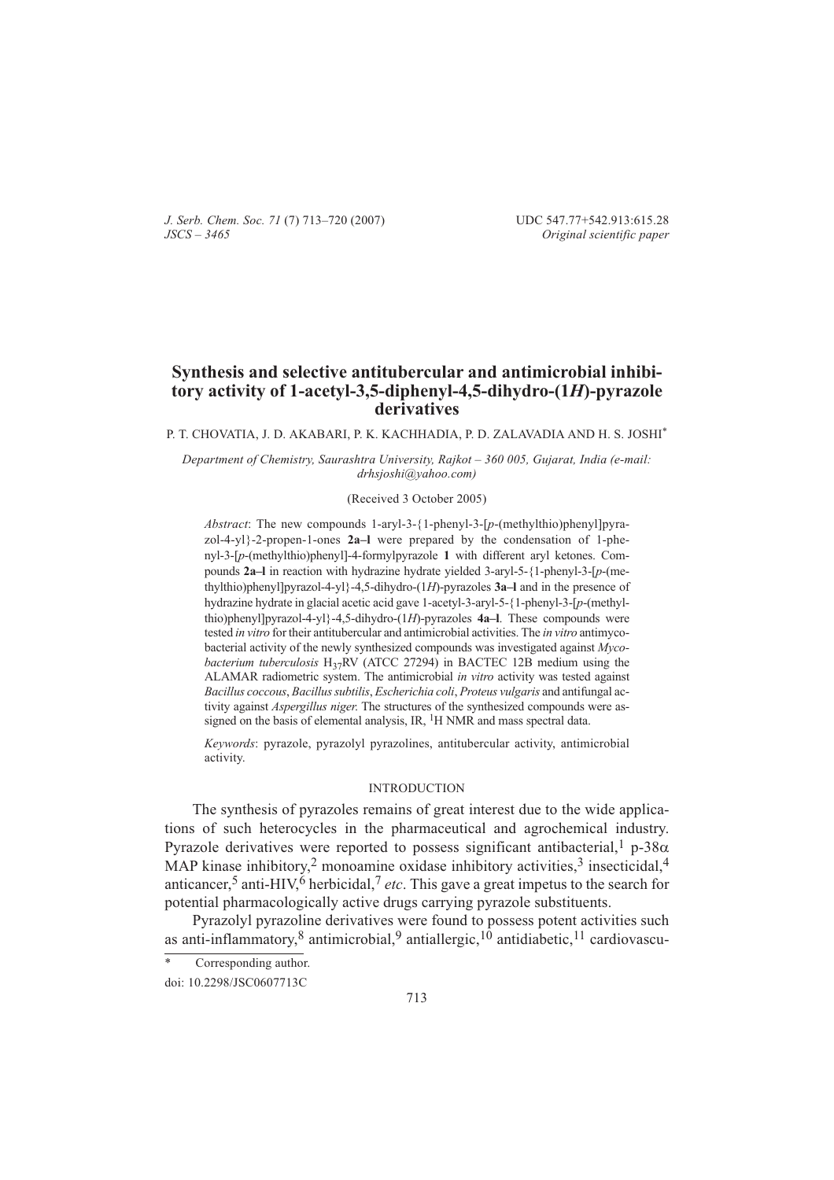# Synthesis and selective antitubercular and antimicrobial inhibitory activity of 1-acetyl-3,5-diphenyl-4,5-dihydro-(1*H*)-pyrazole derivatives

P. T. CHOVATIA, J. D. AKABARI, P. K. KACHHADIA, P. D. ZALAVADIA AND H. S. JOSHI*

*Department of Chemistry, Saurashtra University, Rajkot – 360 005, Gujarat, India (e-mail: drhsjoshi@yahoo.com)*

(Received 3 October 2005)

*Abstract*: The new compounds 1-aryl-3-{1-phenyl-3-[*p*-(methylthio)phenyl]pyrazol-4-yl}-2-propen-1-ones **2a–l** were prepared by the condensation of 1-phenyl-3-[*p*-(methylthio)phenyl]-4-formylpyrazole **1** with different aryl ketones. Compounds **2a–l** in reaction with hydrazine hydrate yielded 3-aryl-5-{1-phenyl-3-[*p*-(methylthio)phenyl]pyrazol-4-yl}-4,5-dihydro-(1*H*)-pyrazoles **3a–l** and in the presence of hydrazine hydrate in glacial acetic acid gave 1-acetyl-3-aryl-5-{1-phenyl-3-[*p*-(methylthio)phenyl]pyrazol-4-yl}-4,5-dihydro-(1*H*)-pyrazoles **4a–l**. These compounds were tested *in vitro* for their antitubercular and antimicrobial activities. The *in vitro* antimycobacterial activity of the newly synthesized compounds was investigated against *Mycobacterium tuberculosis* $H_{37}RV$ (ATCC 27294) in BACTEC 12B medium using the ALAMAR radiometric system. The antimicrobial *in vitro* activity was tested against *Bacillus coccous*, *Bacillus subtilis*, *Escherichia coli*, *Proteus vulgaris* and antifungal activity against *Aspergillus niger*. The structures of the synthesized compounds were assigned on the basis of elemental analysis, IR, $^{1}H$ NMR and mass spectral data.

*Keywords*: pyrazole, pyrazolyl pyrazolines, antitubercular activity, antimicrobial activity.

## INTRODUCTION

The synthesis of pyrazoles remains of great interest due to the wide applications of such heterocycles in the pharmaceutical and agrochemical industry. Pyrazole derivatives were reported to possess significant antibacterial,[1] p-38α MAP kinase inhibitory,[2] monoamine oxidase inhibitory activities,[3] insecticidal,[4] anticancer,[5] anti-HIV,[6] herbicidal,[7] *etc*. This gave a great impetus to the search for potential pharmacologically active drugs carrying pyrazole substituents.

Pyrazolyl pyrazoline derivatives were found to possess potent activities such as anti-inflammatory,[8] antimicrobial,[9] antiallergic,[10] antidiabetic,[11] cardiovascu-

\* Corresponding author.

doi: 10.2298/JSC0607713C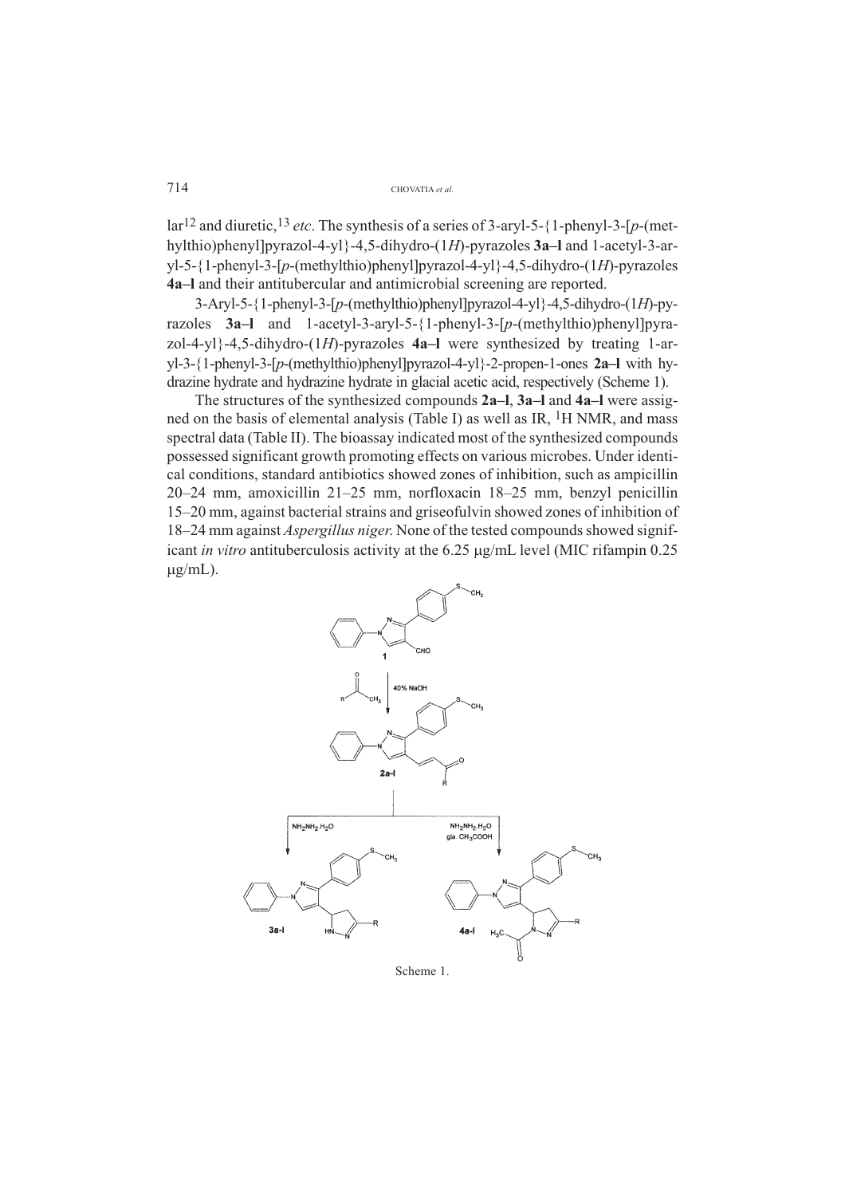lar[12] and diuretic,[13] *etc*. The synthesis of a series of 3-aryl-5-{1-phenyl-3-[*p*-(methylthio)phenyl]pyrazol-4-yl}-4,5-dihydro-(1*H*)-pyrazoles **3a–l** and 1-acetyl-3-aryl-5-{1-phenyl-3-[*p*-(methylthio)phenyl]pyrazol-4-yl}-4,5-dihydro-(1*H*)-pyrazoles **4a–l** and their antitubercular and antimicrobial screening are reported.

3-Aryl-5-{1-phenyl-3-[*p*-(methylthio)phenyl]pyrazol-4-yl}-4,5-dihydro-(1*H*)-pyrazoles **3a–l** and 1-acetyl-3-aryl-5-{1-phenyl-3-[*p*-(methylthio)phenyl]pyrazol-4-yl}-4,5-dihydro-(1*H*)-pyrazoles **4a–l** were synthesized by treating 1-aryl-3-{1-phenyl-3-[*p*-(methylthio)phenyl]pyrazol-4-yl}-2-propen-1-ones **2a–l** with hydrazine hydrate and hydrazine hydrate in glacial acetic acid, respectively (Scheme 1).

The structures of the synthesized compounds **2a–l**, **3a–l** and **4a–l** were assigned on the basis of elemental analysis (Table I) as well as IR, $^1$H NMR, and mass spectral data (Table II). The bioassay indicated most of the synthesized compounds possessed significant growth promoting effects on various microbes. Under identical conditions, standard antibiotics showed zones of inhibition, such as ampicillin 20–24 mm, amoxicillin 21–25 mm, norfloxacin 18–25 mm, benzyl penicillin 15–20 mm, against bacterial strains and griseofulvin showed zones of inhibition of 18–24 mm against *Aspergillus niger*. None of the tested compounds showed significant *in vitro* antituberculosis activity at the 6.25 μg/mL level (MIC rifampin 0.25 μg/mL).

Scheme 1.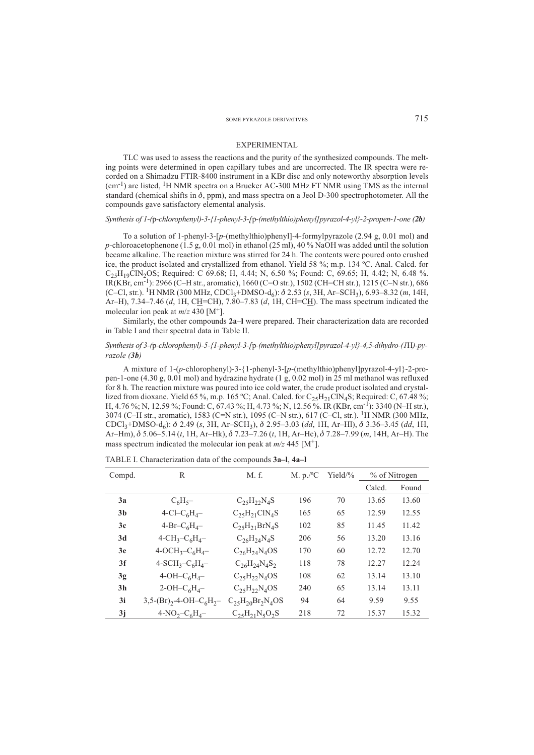## EXPERIMENTAL

TLC was used to assess the reactions and the purity of the synthesized compounds. The melting points were determined in open capillary tubes and are uncorrected. The IR spectra were recorded on a Shimadzu FTIR-8400 instrument in a KBr disc and only noteworthy absorption levels ($cm^{-1}$) are listed, $^1H$ NMR spectra on a Brucker AC-300 MHz FT NMR using TMS as the internal standard (chemical shifts in $\delta$, ppm), and mass spectra on a Jeol D-300 spectrophotometer. All the compounds gave satisfactory elemental analysis.

### *Synthesis of 1-(*p*-chlorophenyl)-3-{1-phenyl-3-[*p*-(methylthio)phenyl]pyrazol-4-yl}-2-propen-1-one (**2b**)*

To a solution of 1-phenyl-3-[*p*-(methylthio)phenyl]-4-formylpyrazole (2.94 g, 0.01 mol) and *p*-chloroacetophenone (1.5 g, 0.01 mol) in ethanol (25 ml), 40 % NaOH was added until the solution became alkaline. The reaction mixture was stirred for 24 h. The contents were poured onto crushed ice, the product isolated and crystallized from ethanol. Yield 58 %; m.p. 134 ºC. Anal. Calcd. for $C_{25}H_{19}ClN_2OS$; Required: C 69.68; H, 4.44; N, 6.50 %; Found: C, 69.65; H, 4.42; N, 6.48 %. IR(KBr, $cm^{-1}$): 2966 (C–H str., aromatic), 1660 (C=O str.), 1502 (CH=CH str.), 1215 (C–N str.), 686 (C–Cl, str.). $^1H$ NMR (300 MHz, $CDCl_3$+DMSO-$d_6$): $\delta$ 2.53 (*s*, 3H, Ar–$SCH_3$), 6.93–8.32 (*m*, 14H, Ar–H), 7.34–7.46 (*d*, 1H, C<u>H</u>=CH), 7.80–7.83 (*d*, 1H, CH=C<u>H</u>). The mass spectrum indicated the molecular ion peak at *m/z* 430 [$M^+$].

Similarly, the other compounds **2a–l** were prepared. Their characterization data are recorded in Table I and their spectral data in Table II.

### *Synthesis of 3-(*p*-chlorophenyl)-5-{1-phenyl-3-[*p*-(methylthio)phenyl]pyrazol-4-yl}-4,5-dihydro-(1*H*)-pyrazole (**3b**)*

A mixture of 1-(*p*-chlorophenyl)-3-{1-phenyl-3-[*p*-(methylthio)phenyl]pyrazol-4-yl}-2-propen-1-one (4.30 g, 0.01 mol) and hydrazine hydrate (1 g, 0.02 mol) in 25 ml methanol was refluxed for 8 h. The reaction mixture was poured into ice cold water, the crude product isolated and crystallized from dioxane. Yield 65 %, m.p. 165 ºC; Anal. Calcd. for $C_{25}H_{21}ClN_4S$; Required: C, 67.48 %; H, 4.76 %; N, 12.59 %; Found: C, 67.43 %; H, 4.73 %; N, 12.56 %. IR (KBr, $cm^{-1}$): 3340 (N–H str.), 3074 (C–H str., aromatic), 1583 (C=N str.), 1095 (C–N str.), 617 (C–Cl, str.). $^1H$ NMR (300 MHz, $CDCl_3$+DMSO-$d_6$): $\delta$ 2.49 (*s*, 3H, Ar–$SCH_3$), $\delta$ 2.95–3.03 (*dd*, 1H, Ar–Hl), $\delta$ 3.36–3.45 (*dd*, 1H, Ar–Hm), $\delta$ 5.06–5.14 (*t*, 1H, Ar–Hk), $\delta$ 7.23–7.26 (*t*, 1H, Ar–Hc), $\delta$ 7.28–7.99 (*m*, 14H, Ar–H). The mass spectrum indicated the molecular ion peak at *m/z* 445 [$M^+$].

TABLE I. Characterization data of the compounds **3a–l**, **4a–l**

| Compd. | R | M. f. | M. p./ºC | Yield/% | % of Nitrogen | |
|---|---|---|---|---|---|---|
| | | | | | Calcd. | Found |
| **3a** | $C_6H_5$– | $C_{25}H_{22}N_4S$ | 196 | 70 | 13.65 | 13.60 |
| **3b** | 4-Cl–$C_6H_4$– | $C_{25}H_{21}ClN_4S$ | 165 | 65 | 12.59 | 12.55 |
| **3c** | 4-Br–$C_6H_4$– | $C_{25}H_{21}BrN_4S$ | 102 | 85 | 11.45 | 11.42 |
| **3d** | 4-$CH_3$–$C_6H_4$– | $C_{26}H_{24}N_4S$ | 206 | 56 | 13.20 | 13.16 |
| **3e** | 4-$OCH_3$–$C_6H_4$– | $C_{26}H_{24}N_4OS$ | 170 | 60 | 12.72 | 12.70 |
| **3f** | 4-$SCH_3$–$C_6H_4$– | $C_{26}H_{24}N_4S_2$ | 118 | 78 | 12.27 | 12.24 |
| **3g** | 4-OH–$C_6H_4$– | $C_{25}H_{22}N_4OS$ | 108 | 62 | 13.14 | 13.10 |
| **3h** | 2-OH–$C_6H_4$– | $C_{25}H_{22}N_4OS$ | 240 | 65 | 13.14 | 13.11 |
| **3i** | 3,5-$(Br)_2$-4-OH–$C_6H_2$– | $C_{25}H_{20}Br_2N_4OS$ | 94 | 64 | 9.59 | 9.55 |
| **3j** | 4-$NO_2$–$C_6H_4$– | $C_{25}H_{21}N_5O_2S$ | 218 | 72 | 15.37 | 15.32 |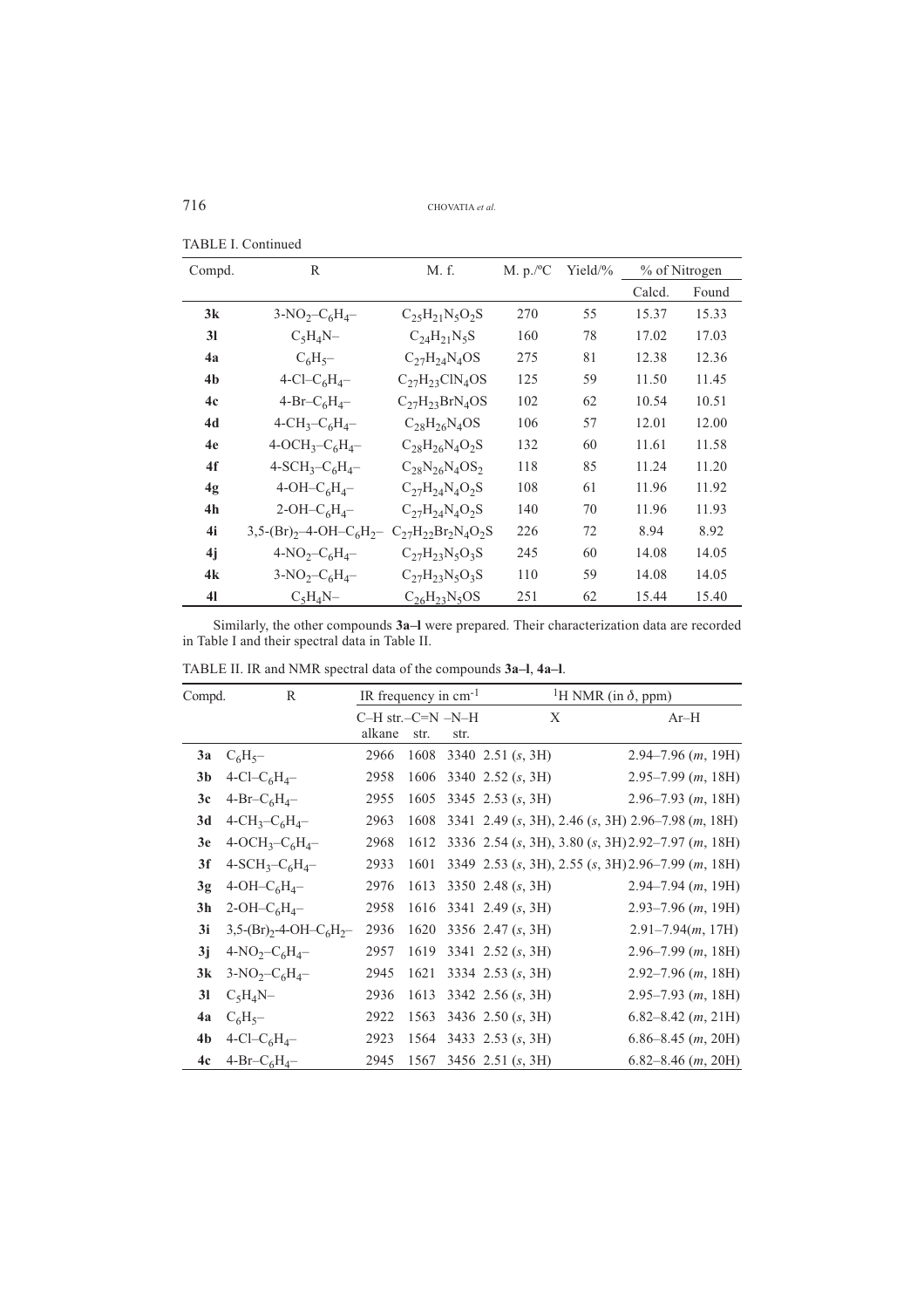TABLE I. Continued

| Compd. | R | M. f. | M. p./°C | Yield/% | % of Nitrogen | |
|---|---|---|---|---|---|---|
| | | | | | Calcd. | Found |
| **3k** | 3-$NO_2$–$C_6H_4$– | $C_{25}H_{21}N_5O_2S$ | 270 | 55 | 15.37 | 15.33 |
| **3l** | $C_5H_4N$– | $C_{24}H_{21}N_5S$ | 160 | 78 | 17.02 | 17.03 |
| **4a** | $C_6H_5$– | $C_{27}H_{24}N_4OS$ | 275 | 81 | 12.38 | 12.36 |
| **4b** | 4-Cl–$C_6H_4$– | $C_{27}H_{23}ClN_4OS$ | 125 | 59 | 11.50 | 11.45 |
| **4c** | 4-Br–$C_6H_4$– | $C_{27}H_{23}BrN_4OS$ | 102 | 62 | 10.54 | 10.51 |
| **4d** | 4-$CH_3$–$C_6H_4$– | $C_{28}H_{26}N_4OS$ | 106 | 57 | 12.01 | 12.00 |
| **4e** | 4-$OCH_3$–$C_6H_4$– | $C_{28}H_{26}N_4O_2S$ | 132 | 60 | 11.61 | 11.58 |
| **4f** | 4-$SCH_3$–$C_6H_4$– | $C_{28}N_{26}N_4OS_2$ | 118 | 85 | 11.24 | 11.20 |
| **4g** | 4-OH–$C_6H_4$– | $C_{27}H_{24}N_4O_2S$ | 108 | 61 | 11.96 | 11.92 |
| **4h** | 2-OH–$C_6H_4$– | $C_{27}H_{24}N_4O_2S$ | 140 | 70 | 11.96 | 11.93 |
| **4i** | 3,5-$(Br)_2$–4-OH–$C_6H_2$– | $C_{27}H_{22}Br_2N_4O_2S$ | 226 | 72 | 8.94 | 8.92 |
| **4j** | 4-$NO_2$–$C_6H_4$– | $C_{27}H_{23}N_5O_3S$ | 245 | 60 | 14.08 | 14.05 |
| **4k** | 3-$NO_2$–$C_6H_4$– | $C_{27}H_{23}N_5O_3S$ | 110 | 59 | 14.08 | 14.05 |
| **4l** | $C_5H_4N$– | $C_{26}H_{23}N_5OS$ | 251 | 62 | 15.44 | 15.40 |

Similarly, the other compounds **3a–l** were prepared. Their characterization data are recorded in Table I and their spectral data in Table II.

TABLE II. IR and NMR spectral data of the compounds **3a–l**, **4a–l**.

| Compd. | R | IR frequency in $cm^{-1}$ | | | $^1H$ NMR (in δ, ppm) | |
|---|---|---|---|---|---|---|
| | | C–H str.–alkane | –C=N str. | –N–H str. | X | Ar–H |
| **3a** | $C_6H_5$– | 2966 | 1608 | 3340 | 2.51 (*s*, 3H) | 2.94–7.96 (*m*, 19H) |
| **3b** | 4-Cl–$C_6H_4$– | 2958 | 1606 | 3340 | 2.52 (*s*, 3H) | 2.95–7.99 (*m*, 18H) |
| **3c** | 4-Br–$C_6H_4$– | 2955 | 1605 | 3345 | 2.53 (*s*, 3H) | 2.96–7.93 (*m*, 18H) |
| **3d** | 4-$CH_3$–$C_6H_4$– | 2963 | 1608 | 3341 | 2.49 (*s*, 3H), 2.46 (*s*, 3H) | 2.96–7.98 (*m*, 18H) |
| **3e** | 4-$OCH_3$–$C_6H_4$– | 2968 | 1612 | 3336 | 2.54 (*s*, 3H), 3.80 (*s*, 3H) | 2.92–7.97 (*m*, 18H) |
| **3f** | 4-$SCH_3$–$C_6H_4$– | 2933 | 1601 | 3349 | 2.53 (*s*, 3H), 2.55 (*s*, 3H) | 2.96–7.99 (*m*, 18H) |
| **3g** | 4-OH–$C_6H_4$– | 2976 | 1613 | 3350 | 2.48 (*s*, 3H) | 2.94–7.94 (*m*, 19H) |
| **3h** | 2-OH–$C_6H_4$– | 2958 | 1616 | 3341 | 2.49 (*s*, 3H) | 2.93–7.96 (*m*, 19H) |
| **3i** | 3,5-$(Br)_2$-4-OH–$C_6H_2$– | 2936 | 1620 | 3356 | 2.47 (*s*, 3H) | 2.91–7.94(*m*, 17H) |
| **3j** | 4-$NO_2$–$C_6H_4$– | 2957 | 1619 | 3341 | 2.52 (*s*, 3H) | 2.96–7.99 (*m*, 18H) |
| **3k** | 3-$NO_2$–$C_6H_4$– | 2945 | 1621 | 3334 | 2.53 (*s*, 3H) | 2.92–7.96 (*m*, 18H) |
| **3l** | $C_5H_4N$– | 2936 | 1613 | 3342 | 2.56 (*s*, 3H) | 2.95–7.93 (*m*, 18H) |
| **4a** | $C_6H_5$– | 2922 | 1563 | 3436 | 2.50 (*s*, 3H) | 6.82–8.42 (*m*, 21H) |
| **4b** | 4-Cl–$C_6H_4$– | 2923 | 1564 | 3433 | 2.53 (*s*, 3H) | 6.86–8.45 (*m*, 20H) |
| **4c** | 4-Br–$C_6H_4$– | 2945 | 1567 | 3456 | 2.51 (*s*, 3H) | 6.82–8.46 (*m*, 20H) |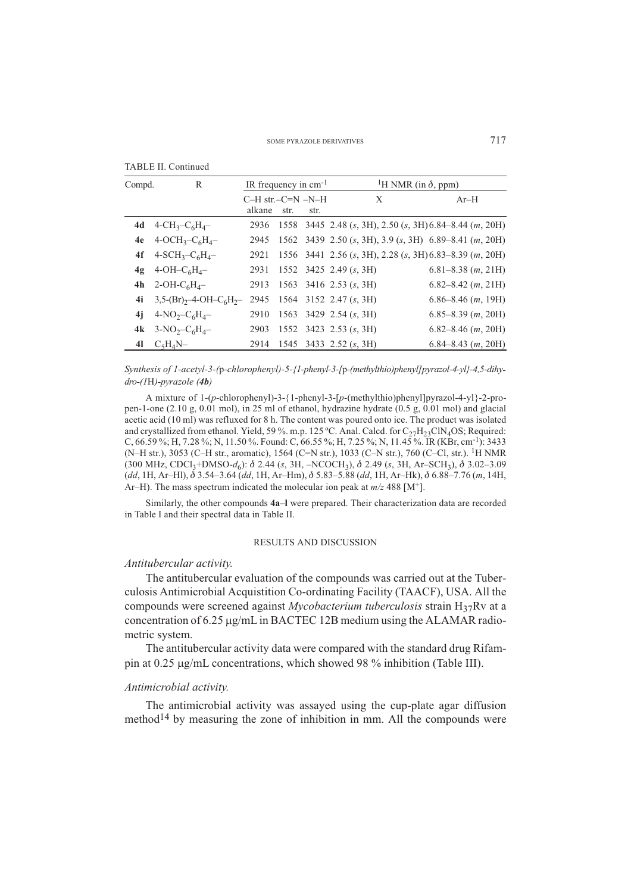TABLE II. Continued

| Compd. | R | IR frequency in $cm^{-1}$ | | | $^1H$ NMR (in $\delta$, ppm) | |
|---|---|---|---|---|---|---|
| | | C–H str. alkane | –C=N str. | –N–H str. | X | Ar–H |
| **4d** | $4-CH_3-C_6H_4-$ | 2936 | 1558 | 3445 | 2.48 (*s*, 3H), 2.50 (*s*, 3H) | 6.84–8.44 (*m*, 20H) |
| **4e** | $4-OCH_3-C_6H_4-$ | 2945 | 1562 | 3439 | 2.50 (*s*, 3H), 3.9 (*s*, 3H) | 6.89–8.41 (*m*, 20H) |
| **4f** | $4-SCH_3-C_6H_4-$ | 2921 | 1556 | 3441 | 2.56 (*s*, 3H), 2.28 (*s*, 3H) | 6.83–8.39 (*m*, 20H) |
| **4g** | $4-OH-C_6H_4-$ | 2931 | 1552 | 3425 | 2.49 (*s*, 3H) | 6.81–8.38 (*m*, 21H) |
| **4h** | $2-OH-C_6H_4-$ | 2913 | 1563 | 3416 | 2.53 (*s*, 3H) | 6.82–8.42 (*m*, 21H) |
| **4i** | $3,5-(Br)_2-4-OH-C_6H_2-$ | 2945 | 1564 | 3152 | 2.47 (*s*, 3H) | 6.86–8.46 (*m*, 19H) |
| **4j** | $4-NO_2-C_6H_4-$ | 2910 | 1563 | 3429 | 2.54 (*s*, 3H) | 6.85–8.39 (*m*, 20H) |
| **4k** | $3-NO_2-C_6H_4-$ | 2903 | 1552 | 3423 | 2.53 (*s*, 3H) | 6.82–8.46 (*m*, 20H) |
| **4l** | $C_5H_4N-$ | 2914 | 1545 | 3433 | 2.52 (*s*, 3H) | 6.84–8.43 (*m*, 20H) |

*Synthesis of 1-acetyl-3-(*p*-chlorophenyl)-5-{1-phenyl-3-[*p*-(methylthio)phenyl]pyrazol-4-yl}-4,5-dihydro-(1*H*)-pyrazole (**4b**)*

A mixture of 1-(*p*-chlorophenyl)-3-{1-phenyl-3-[*p*-(methylthio)phenyl]pyrazol-4-yl}-2-propen-1-one (2.10 g, 0.01 mol), in 25 ml of ethanol, hydrazine hydrate (0.5 g, 0.01 mol) and glacial acetic acid (10 ml) was refluxed for 8 h. The content was poured onto ice. The product was isolated and crystallized from ethanol. Yield, 59 %. m.p. 125 ºC. Anal. Calcd. for $C_{27}H_{23}ClN_4OS$; Required: C, 66.59 %; H, 7.28 %; N, 11.50 %. Found: C, 66.55 %; H, 7.25 %; N, 11.45 %. IR (KBr, $cm^{-1}$): 3433 (N–H str.), 3053 (C–H str., aromatic), 1564 (C=N str.), 1033 (C–N str.), 760 (C–Cl, str.). $^1H$ NMR (300 MHz, $CDCl_3$+DMSO-$d_6$): $\delta$ 2.44 (*s*, 3H, $-NCOCH_3$), $\delta$ 2.49 (*s*, 3H, Ar–$SCH_3$), $\delta$ 3.02–3.09 (*dd*, 1H, Ar–Hl), $\delta$ 3.54–3.64 (*dd*, 1H, Ar–Hm), $\delta$ 5.83–5.88 (*dd*, 1H, Ar–Hk), $\delta$ 6.88–7.76 (*m*, 14H, Ar–H). The mass spectrum indicated the molecular ion peak at *m/z* 488 [$M^+$].

Similarly, the other compounds **4a–l** were prepared. Their characterization data are recorded in Table I and their spectral data in Table II.

## RESULTS AND DISCUSSION

*Antitubercular activity.*

The antitubercular evaluation of the compounds was carried out at the Tuberculosis Antimicrobial Acquistition Co-ordinating Facility (TAACF), USA. All the compounds were screened against *Mycobacterium tuberculosis* strain $H_{37}Rv$ at a concentration of 6.25 μg/mL in BACTEC 12B medium using the ALAMAR radiometric system.

The antitubercular activity data were compared with the standard drug Rifampin at 0.25 μg/mL concentrations, which showed 98 % inhibition (Table III).

*Antimicrobial activity.*

The antimicrobial activity was assayed using the cup-plate agar diffusion method[14] by measuring the zone of inhibition in mm. All the compounds were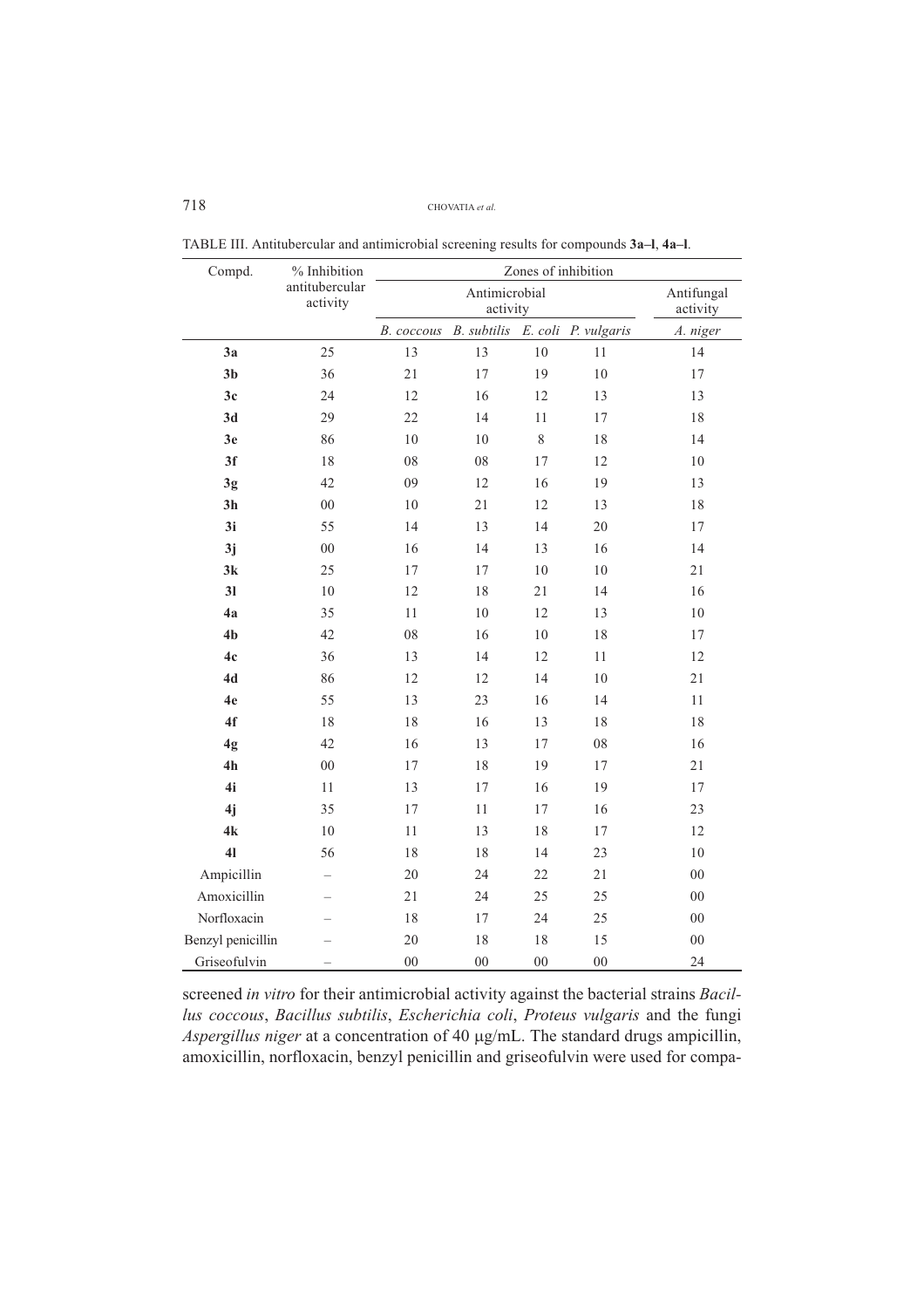TABLE III. Antitubercular and antimicrobial screening results for compounds **3a–l**, **4a–l**.

| Compd. | % Inhibition antitubercular activity | Zones of inhibition | | | | |
|---|---|---|---|---|---|---|
| | | Antimicrobial activity | | | | Antifungal activity |
| | | *B. coccous* | *B. subtilis* | *E. coli* | *P. vulgaris* | *A. niger* |
| **3a** | 25 | 13 | 13 | 10 | 11 | 14 |
| **3b** | 36 | 21 | 17 | 19 | 10 | 17 |
| **3c** | 24 | 12 | 16 | 12 | 13 | 13 |
| **3d** | 29 | 22 | 14 | 11 | 17 | 18 |
| **3e** | 86 | 10 | 10 | 8 | 18 | 14 |
| **3f** | 18 | 08 | 08 | 17 | 12 | 10 |
| **3g** | 42 | 09 | 12 | 16 | 19 | 13 |
| **3h** | 00 | 10 | 21 | 12 | 13 | 18 |
| **3i** | 55 | 14 | 13 | 14 | 20 | 17 |
| **3j** | 00 | 16 | 14 | 13 | 16 | 14 |
| **3k** | 25 | 17 | 17 | 10 | 10 | 21 |
| **3l** | 10 | 12 | 18 | 21 | 14 | 16 |
| **4a** | 35 | 11 | 10 | 12 | 13 | 10 |
| **4b** | 42 | 08 | 16 | 10 | 18 | 17 |
| **4c** | 36 | 13 | 14 | 12 | 11 | 12 |
| **4d** | 86 | 12 | 12 | 14 | 10 | 21 |
| **4e** | 55 | 13 | 23 | 16 | 14 | 11 |
| **4f** | 18 | 18 | 16 | 13 | 18 | 18 |
| **4g** | 42 | 16 | 13 | 17 | 08 | 16 |
| **4h** | 00 | 17 | 18 | 19 | 17 | 21 |
| **4i** | 11 | 13 | 17 | 16 | 19 | 17 |
| **4j** | 35 | 17 | 11 | 17 | 16 | 23 |
| **4k** | 10 | 11 | 13 | 18 | 17 | 12 |
| **4l** | 56 | 18 | 18 | 14 | 23 | 10 |
| Ampicillin | – | 20 | 24 | 22 | 21 | 00 |
| Amoxicillin | – | 21 | 24 | 25 | 25 | 00 |
| Norfloxacin | – | 18 | 17 | 24 | 25 | 00 |
| Benzyl penicillin | – | 20 | 18 | 18 | 15 | 00 |
| Griseofulvin | – | 00 | 00 | 00 | 00 | 24 |

screened *in vitro* for their antimicrobial activity against the bacterial strains *Bacillus coccous*, *Bacillus subtilis*, *Escherichia coli*, *Proteus vulgaris* and the fungi *Aspergillus niger* at a concentration of 40 μg/mL. The standard drugs ampicillin, amoxicillin, norfloxacin, benzyl penicillin and griseofulvin were used for compa-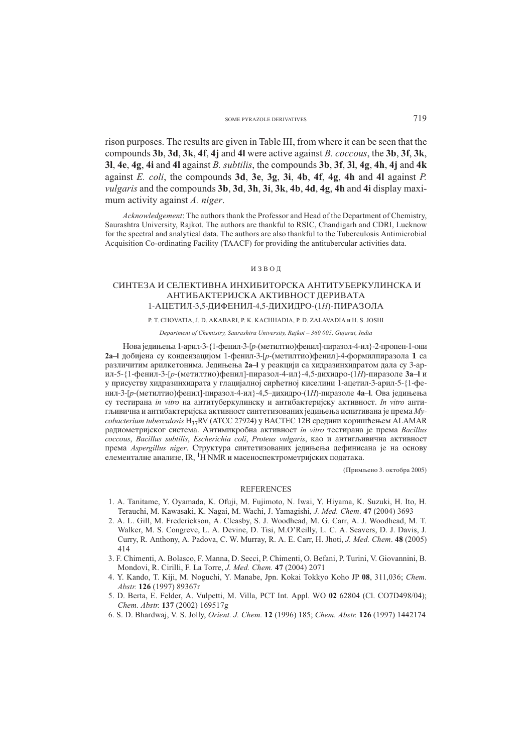rison purposes. The results are given in Table III, from where it can be seen that the compounds **3b**, **3d**, **3k**, **4f**, **4j** and **4l** were active against *B. coccous*, the **3b**, **3f**, **3k**, **3l**, **4e**, **4g**, **4i** and **4l** against *B. subtilis*, the compounds **3b**, **3f**, **3l**, **4g**, **4h**, **4j** and **4k** against *E. coli*, the compounds **3d**, **3e**, **3g**, **3i**, **4b**, **4f**, **4g**, **4h** and **4l** against *P. vulgaris* and the compounds **3b**, **3d**, **3h**, **3i**, **3k**, **4b**, **4d**, **4g**, **4h** and **4i** display maximum activity against *A. niger*.

*Acknowledgement*: The authors thank the Professor and Head of the Department of Chemistry, Saurashtra University, Rajkot. The authors are thankful to RSIC, Chandigarh and CDRI, Lucknow for the spectral and analytical data. The authors are also thankful to the Tuberculosis Antimicrobial Acquisition Co-ordinating Facility (TAACF) for providing the antitubercular activities data.

## ИЗВОД

## СИНТЕЗА И СЕЛЕКТИВНА ИНХИБИТОРСКА АНТИТУБЕРКУЛИНСКА И АНТИБАКТЕРИЈСКА АКТИВНОСТ ДЕРИВАТА 1-АЦЕТИЛ-3,5-ДИФЕНИЛ-4,5-ДИХИДРО-(1*H*)-ПИРАЗОЛА

P. T. CHOVATIA, J. D. AKABARI, P. K. KACHHADIA, P. D. ZALAVADIA и H. S. JOSHI

*Department of Chemistry, Saurashtra University, Rajkot – 360 005, Gujarat, India*

Нова једињења 1-арил-3-{1-фенил-3-[*p*-(метилтио)фенил]-пиразол-4-ил}-2-пропен-1-они **2a–l** добијена су кондензацијом 1-фенил-3-[*p*-(метилтио)фенил]-4-формилпиразола **1** са различитим арилкетонима. Једињења **2a–l** у реакцији са хидразинхидратом дала су 3-арил-5-{1-фенил-3-[*p*-(метилтио)фенил]-пиразол-4-ил}-4,5-дихидро-(1*H*)-пиразоле **3a–l** и у присуству хидразинхидрата у глацијалној сирћетној киселини 1-ацетил-3-арил-5-{1-фенил-3-[*p*-(метилтио)фенил]-пиразол-4-ил}-4,5–дихидро-(1*H*)-пиразоле **4a–l**. Ова једињења су тестирана *in vitro* на антитуберкулинску и антибактеријску активност. *In vitro* антигљивична и антибактеријска активност синтетизованих једињења испитивана је према *Mycobacterium tuberculosis* $H_{37}RV$ (ATCC 27924) у BACTEC 12B средини коришћењем ALAMAR радиометријског система. Антимикробна активност *in vitro* тестирана је према *Bacillus coccous*, *Bacillus subtilis*, *Escherichia coli*, *Proteus vulgaris*, као и антигљивична активност према *Aspergillus niger*. Структура синтетизованих једињења дефинисана је на основу елементалне анализе, IR, $^{1}$H NMR и масеноспектрометријских података.

(Примљено 3. октобра 2005)

## REFERENCES

1. A. Tanitame, Y. Oyamada, K. Ofuji, M. Fujimoto, N. Iwai, Y. Hiyama, K. Suzuki, H. Ito, H. Terauchi, M. Kawasaki, K. Nagai, M. Wachi, J. Yamagishi, *J. Med. Chem*. **47** (2004) 3693
2. A. L. Gill, M. Frederickson, A. Cleasby, S. J. Woodhead, M. G. Carr, A. J. Woodhead, M. T. Walker, M. S. Congreve, L. A. Devine, D. Tisi, M.O'Reilly, L. C. A. Seavers, D. J. Davis, J. Curry, R. Anthony, A. Padova, C. W. Murray, R. A. E. Carr, H. Jhoti, *J. Med. Chem*. **48** (2005) 414
3. F. Chimenti, A. Bolasco, F. Manna, D. Secci, P. Chimenti, O. Befani, P. Turini, V. Giovannini, B. Mondovi, R. Cirilli, F. La Torre, *J. Med. Chem.* **47** (2004) 2071
4. Y. Kando, T. Kiji, M. Noguchi, Y. Manabe, Jpn. Kokai Tokkyo Koho JP **08**, 311,036; *Chem. Abstr.* **126** (1997) 89367r
5. D. Berta, E. Felder, A. Vulpetti, M. Villa, PCT Int. Appl. WO **02** 62804 (Cl. CO7D498/04); *Chem. Abstr.* **137** (2002) 169517g
6. S. D. Bhardwaj, V. S. Jolly, *Orient. J. Chem.* **12** (1996) 185; *Chem. Abstr.* **126** (1997) 1442174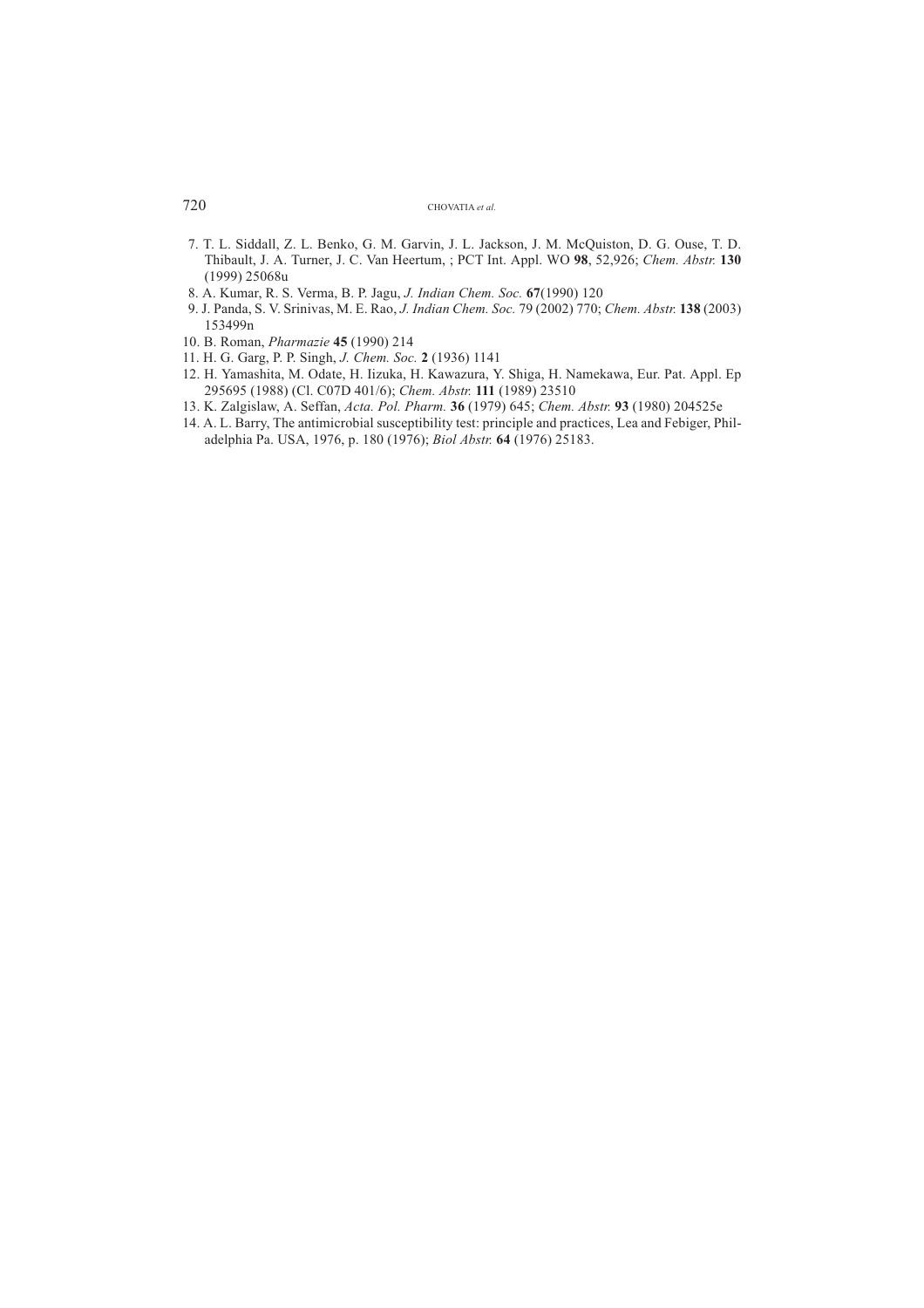7. T. L. Siddall, Z. L. Benko, G. M. Garvin, J. L. Jackson, J. M. McQuiston, D. G. Ouse, T. D. Thibault, J. A. Turner, J. C. Van Heertum, ; PCT Int. Appl. WO **98**, 52,926; *Chem. Abstr.* **130** (1999) 25068u
8. A. Kumar, R. S. Verma, B. P. Jagu, *J. Indian Chem. Soc.* **67**(1990) 120
9. J. Panda, S. V. Srinivas, M. E. Rao, *J. Indian Chem. Soc.* 79 (2002) 770; *Chem. Abstr.* **138** (2003) 153499n
10. B. Roman, *Pharmazie* **45** (1990) 214
11. H. G. Garg, P. P. Singh, *J. Chem. Soc.* **2** (1936) 1141
12. H. Yamashita, M. Odate, H. Iizuka, H. Kawazura, Y. Shiga, H. Namekawa, Eur. Pat. Appl. Ep 295695 (1988) (Cl. C07D 401/6); *Chem. Abstr.* **111** (1989) 23510
13. K. Zalgislaw, A. Seffan, *Acta. Pol. Pharm.* **36** (1979) 645; *Chem. Abstr.* **93** (1980) 204525e
14. A. L. Barry, The antimicrobial susceptibility test: principle and practices, Lea and Febiger, Philadelphia Pa. USA, 1976, p. 180 (1976); *Biol Abstr.* **64** (1976) 25183.